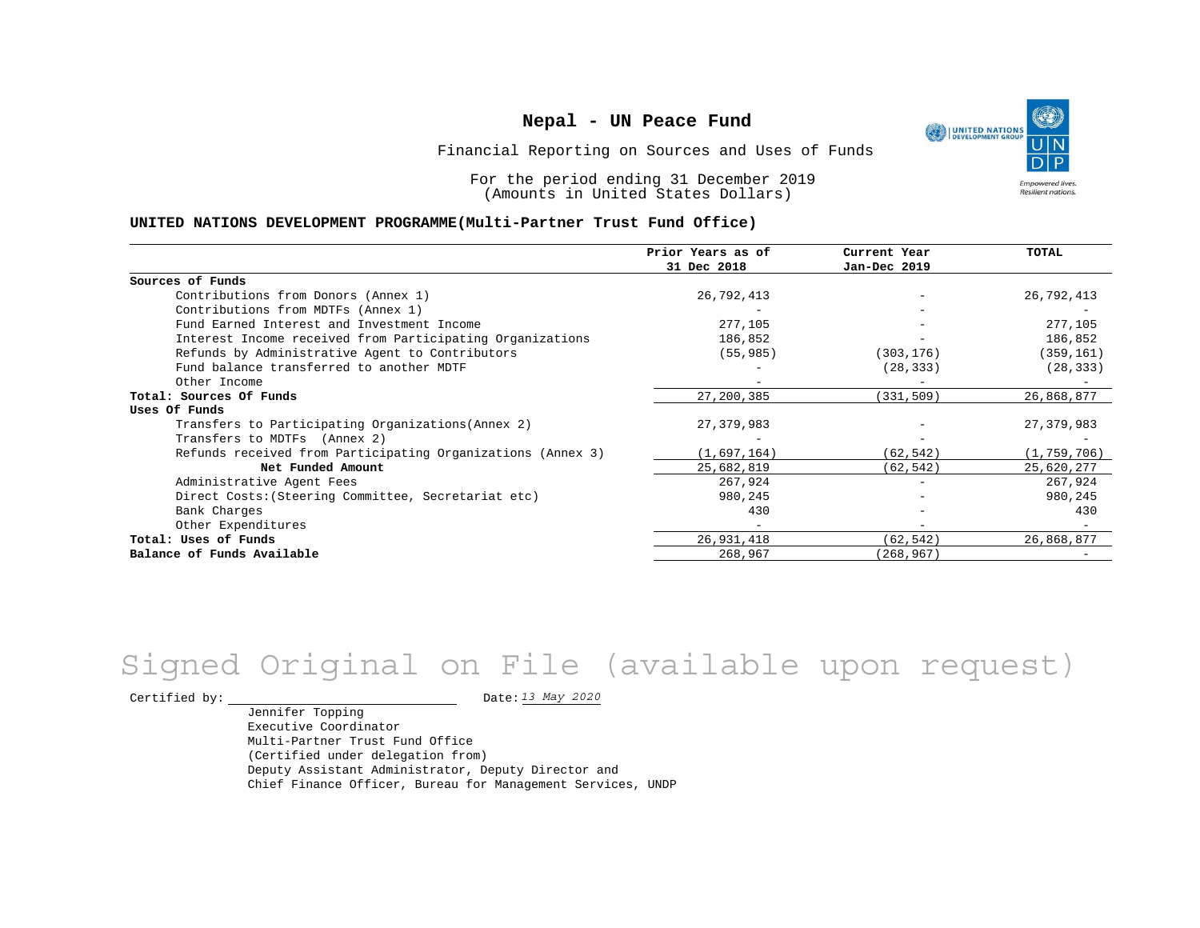# Nepal - UN Peace Fund

Financial Reporting on Sources and Uses of Funds

For the period ending 31 December 2019
(Amounts in United States Dollars)

**UNITED NATIONS DEVELOPMENT PROGRAMME(Multi-Partner Trust Fund Office)**

| | Prior Years as of 31 Dec 2018 | Current Year Jan-Dec 2019 | TOTAL |
|---|---|---|---|
| **Sources of Funds** | | | |
| Contributions from Donors (Annex 1) | 26,792,413 | - | 26,792,413 |
| Contributions from MDTFs (Annex 1) | - | - | - |
| Fund Earned Interest and Investment Income | 277,105 | - | 277,105 |
| Interest Income received from Participating Organizations | 186,852 | - | 186,852 |
| Refunds by Administrative Agent to Contributors | (55,985) | (303,176) | (359,161) |
| Fund balance transferred to another MDTF | - | (28,333) | (28,333) |
| Other Income | - | - | - |
| **Total: Sources Of Funds** | 27,200,385 | (331,509) | 26,868,877 |
| **Uses Of Funds** | | | |
| Transfers to Participating Organizations(Annex 2) | 27,379,983 | - | 27,379,983 |
| Transfers to MDTFs (Annex 2) | - | - | - |
| Refunds received from Participating Organizations (Annex 3) | (1,697,164) | (62,542) | (1,759,706) |
| **Net Funded Amount** | 25,682,819 | (62,542) | 25,620,277 |
| Administrative Agent Fees | 267,924 | - | 267,924 |
| Direct Costs:(Steering Committee, Secretariat etc) | 980,245 | - | 980,245 |
| Bank Charges | 430 | - | 430 |
| Other Expenditures | - | - | - |
| **Total: Uses of Funds** | 26,931,418 | (62,542) | 26,868,877 |
| **Balance of Funds Available** | 268,967 | (268,967) | - |

Signed Original on File (available upon request)

Certified by: ______________________ Date: *13 May 2020*

Jennifer Topping
Executive Coordinator
Multi-Partner Trust Fund Office
(Certified under delegation from)
Deputy Assistant Administrator, Deputy Director and
Chief Finance Officer, Bureau for Management Services, UNDP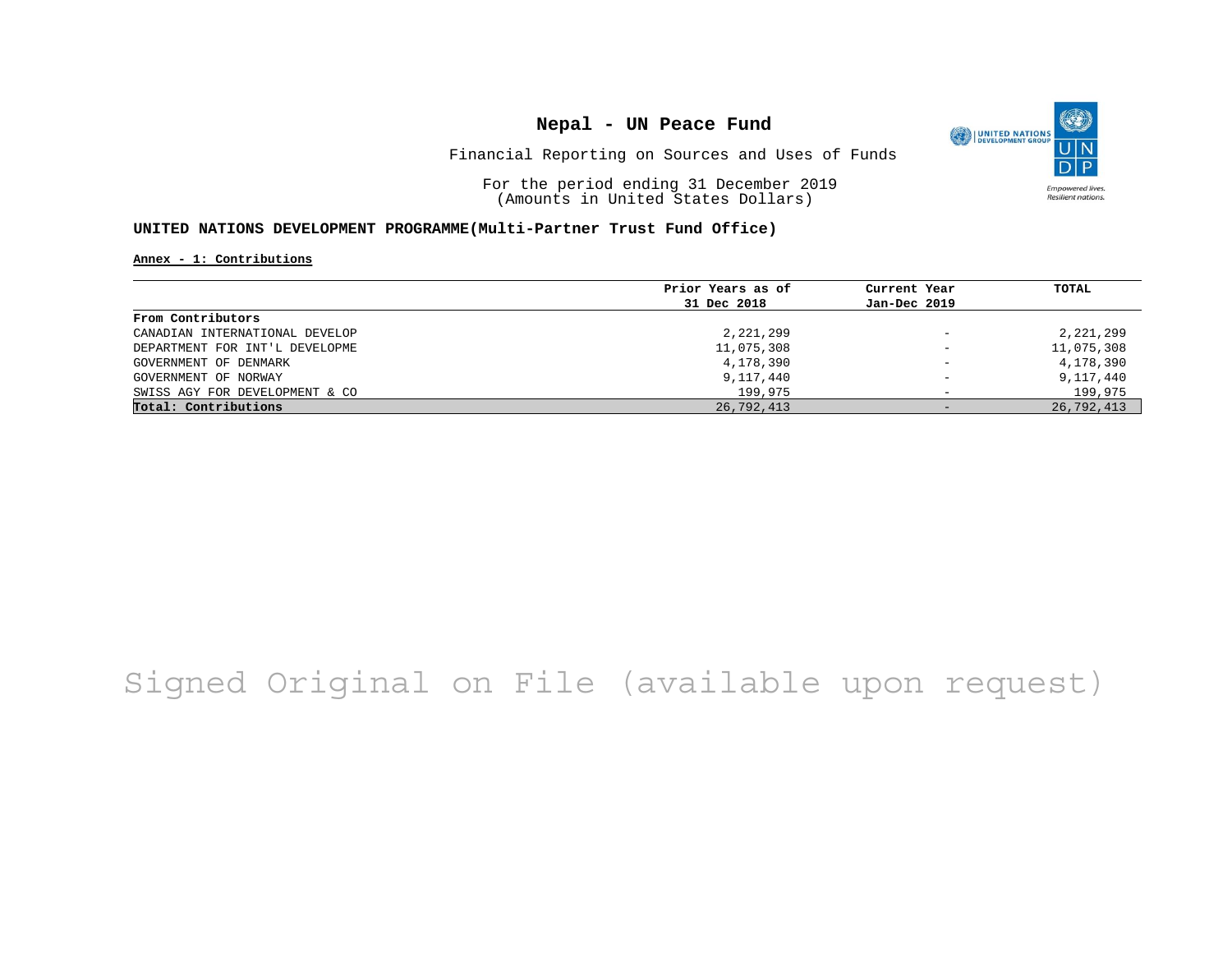# Nepal - UN Peace Fund

Financial Reporting on Sources and Uses of Funds

For the period ending 31 December 2019
(Amounts in United States Dollars)

**UNITED NATIONS DEVELOPMENT PROGRAMME(Multi-Partner Trust Fund Office)**

**Annex - 1: Contributions**

| | Prior Years as of 31 Dec 2018 | Current Year Jan-Dec 2019 | TOTAL |
|---|---|---|---|
| **From Contributors** | | | |
| CANADIAN INTERNATIONAL DEVELOP | 2,221,299 | - | 2,221,299 |
| DEPARTMENT FOR INT'L DEVELOPME | 11,075,308 | - | 11,075,308 |
| GOVERNMENT OF DENMARK | 4,178,390 | - | 4,178,390 |
| GOVERNMENT OF NORWAY | 9,117,440 | - | 9,117,440 |
| SWISS AGY FOR DEVELOPMENT & CO | 199,975 | - | 199,975 |
| **Total: Contributions** | 26,792,413 | - | 26,792,413 |

Signed Original on File (available upon request)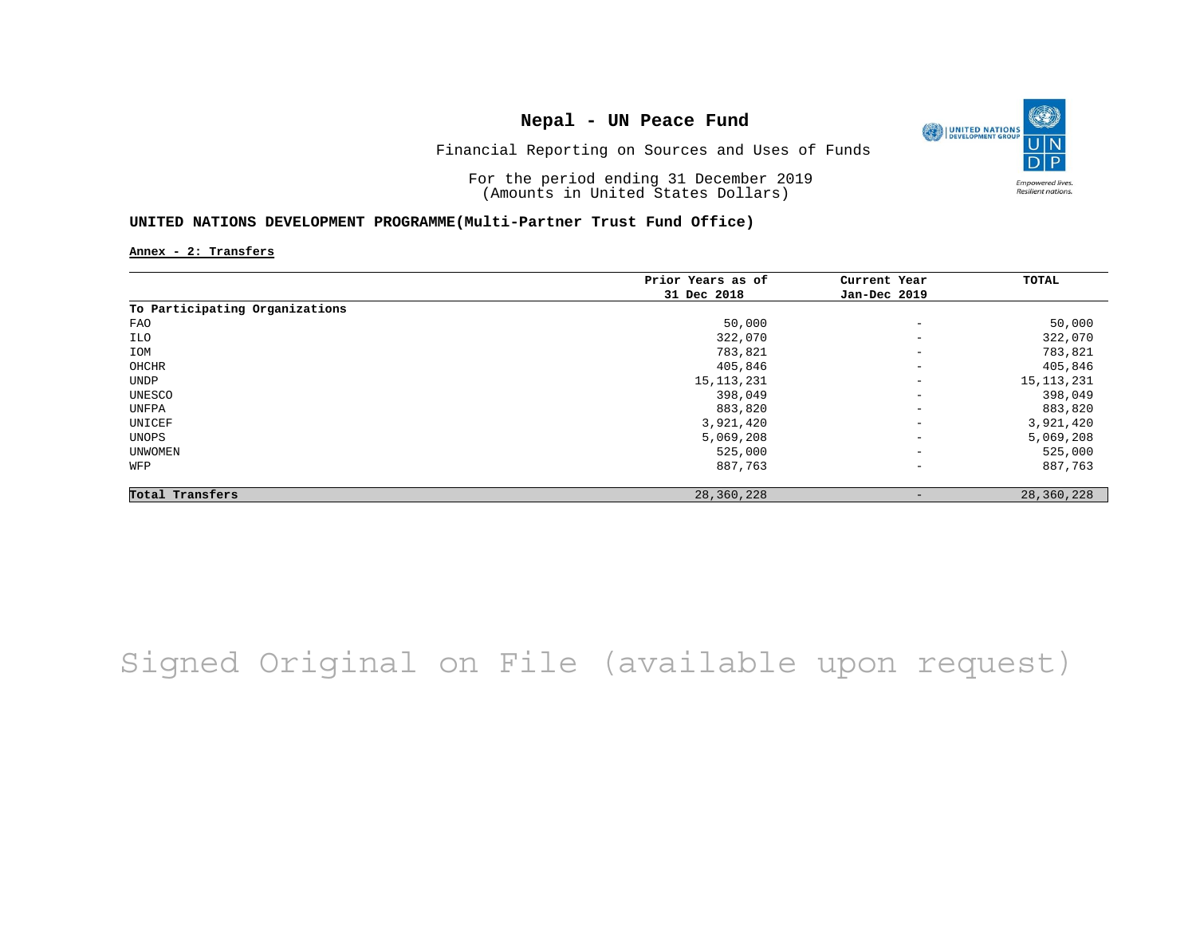# Nepal - UN Peace Fund

Financial Reporting on Sources and Uses of Funds

For the period ending 31 December 2019
(Amounts in United States Dollars)

## UNITED NATIONS DEVELOPMENT PROGRAMME(Multi-Partner Trust Fund Office)

**Annex - 2: Transfers**

| | Prior Years as of 31 Dec 2018 | Current Year Jan-Dec 2019 | TOTAL |
|---|---|---|---|
| **To Participating Organizations** | | | |
| FAO | 50,000 | - | 50,000 |
| ILO | 322,070 | - | 322,070 |
| IOM | 783,821 | - | 783,821 |
| OHCHR | 405,846 | - | 405,846 |
| UNDP | 15,113,231 | - | 15,113,231 |
| UNESCO | 398,049 | - | 398,049 |
| UNFPA | 883,820 | - | 883,820 |
| UNICEF | 3,921,420 | - | 3,921,420 |
| UNOPS | 5,069,208 | - | 5,069,208 |
| UNWOMEN | 525,000 | - | 525,000 |
| WFP | 887,763 | - | 887,763 |
| **Total Transfers** | 28,360,228 | - | 28,360,228 |

Signed Original on File (available upon request)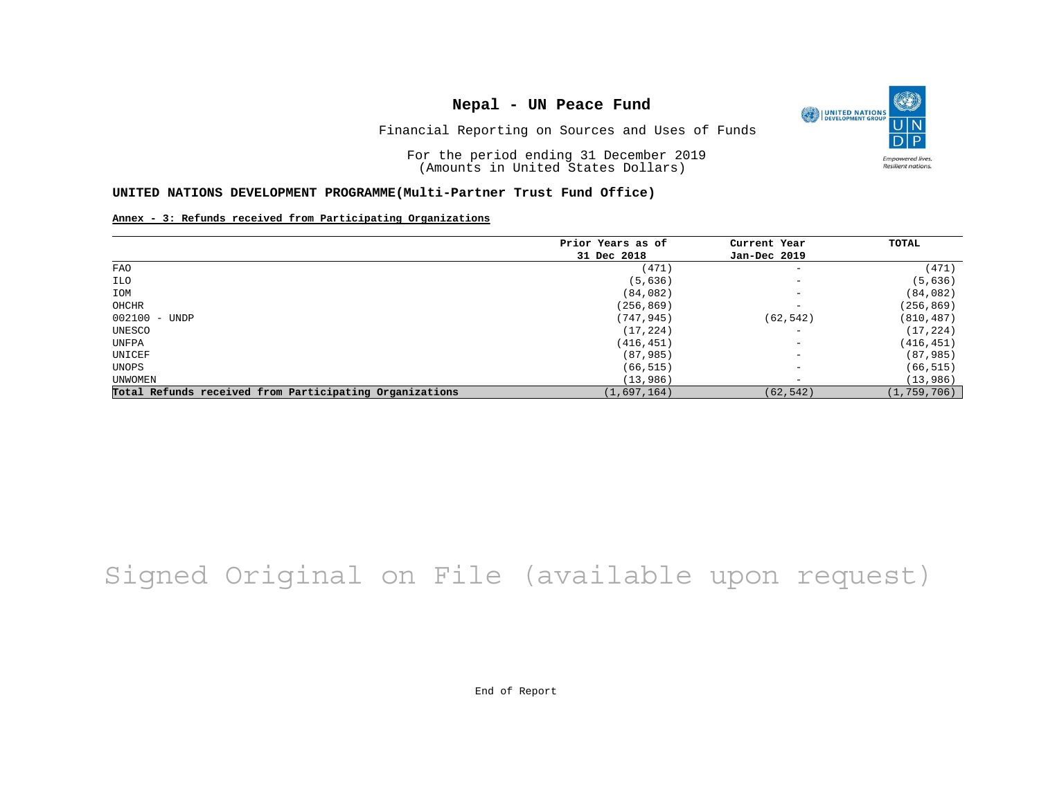# Nepal - UN Peace Fund

Financial Reporting on Sources and Uses of Funds

For the period ending 31 December 2019
(Amounts in United States Dollars)

## UNITED NATIONS DEVELOPMENT PROGRAMME(Multi-Partner Trust Fund Office)

**Annex - 3: Refunds received from Participating Organizations**

| | Prior Years as of 31 Dec 2018 | Current Year Jan-Dec 2019 | TOTAL |
|---|---|---|---|
| FAO | (471) | - | (471) |
| ILO | (5,636) | - | (5,636) |
| IOM | (84,082) | - | (84,082) |
| OHCHR | (256,869) | - | (256,869) |
| 002100 - UNDP | (747,945) | (62,542) | (810,487) |
| UNESCO | (17,224) | - | (17,224) |
| UNFPA | (416,451) | - | (416,451) |
| UNICEF | (87,985) | - | (87,985) |
| UNOPS | (66,515) | - | (66,515) |
| UNWOMEN | (13,986) | - | (13,986) |
| **Total Refunds received from Participating Organizations** | (1,697,164) | (62,542) | (1,759,706) |

Signed Original on File (available upon request)

End of Report